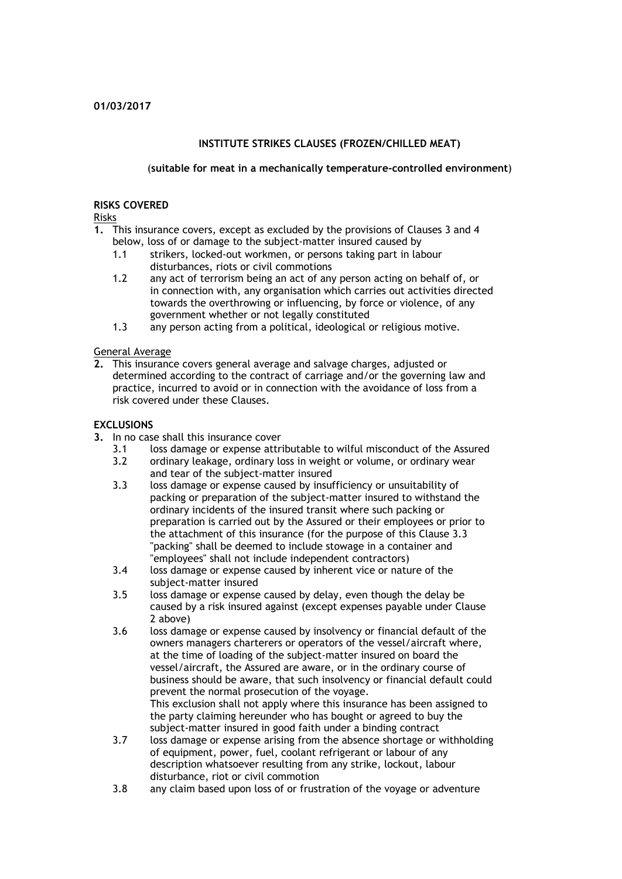**01/03/2017**

# INSTITUTE STRIKES CLAUSES (FROZEN/CHILLED MEAT)

(**suitable for meat in a mechanically temperature-controlled environment**)

## RISKS COVERED

Risks

**1.** This insurance covers, except as excluded by the provisions of Clauses 3 and 4 below, loss of or damage to the subject-matter insured caused by

- 1.1 strikers, locked-out workmen, or persons taking part in labour disturbances, riots or civil commotions
- 1.2 any act of terrorism being an act of any person acting on behalf of, or in connection with, any organisation which carries out activities directed towards the overthrowing or influencing, by force or violence, of any government whether or not legally constituted
- 1.3 any person acting from a political, ideological or religious motive.

General Average

**2.** This insurance covers general average and salvage charges, adjusted or determined according to the contract of carriage and/or the governing law and practice, incurred to avoid or in connection with the avoidance of loss from a risk covered under these Clauses.

## EXCLUSIONS

**3.** In no case shall this insurance cover

- 3.1 loss damage or expense attributable to wilful misconduct of the Assured
- 3.2 ordinary leakage, ordinary loss in weight or volume, or ordinary wear and tear of the subject-matter insured
- 3.3 loss damage or expense caused by insufficiency or unsuitability of packing or preparation of the subject-matter insured to withstand the ordinary incidents of the insured transit where such packing or preparation is carried out by the Assured or their employees or prior to the attachment of this insurance (for the purpose of this Clause 3.3 "packing" shall be deemed to include stowage in a container and "employees" shall not include independent contractors)
- 3.4 loss damage or expense caused by inherent vice or nature of the subject-matter insured
- 3.5 loss damage or expense caused by delay, even though the delay be caused by a risk insured against (except expenses payable under Clause 2 above)
- 3.6 loss damage or expense caused by insolvency or financial default of the owners managers charterers or operators of the vessel/aircraft where, at the time of loading of the subject-matter insured on board the vessel/aircraft, the Assured are aware, or in the ordinary course of business should be aware, that such insolvency or financial default could prevent the normal prosecution of the voyage.
  This exclusion shall not apply where this insurance has been assigned to the party claiming hereunder who has bought or agreed to buy the subject-matter insured in good faith under a binding contract
- 3.7 loss damage or expense arising from the absence shortage or withholding of equipment, power, fuel, coolant refrigerant or labour of any description whatsoever resulting from any strike, lockout, labour disturbance, riot or civil commotion
- 3.8 any claim based upon loss of or frustration of the voyage or adventure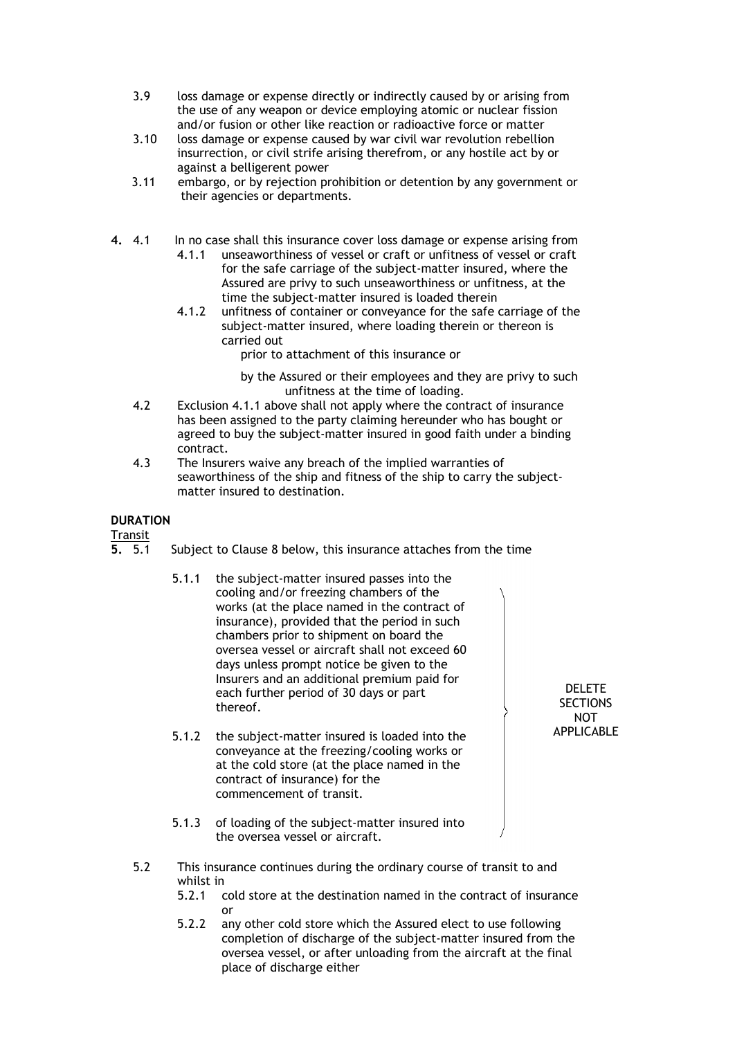3.9 loss damage or expense directly or indirectly caused by or arising from the use of any weapon or device employing atomic or nuclear fission and/or fusion or other like reaction or radioactive force or matter

3.10 loss damage or expense caused by war civil war revolution rebellion insurrection, or civil strife arising therefrom, or any hostile act by or against a belligerent power

3.11 embargo, or by rejection prohibition or detention by any government or their agencies or departments.

**4.** 4.1 In no case shall this insurance cover loss damage or expense arising from

4.1.1 unseaworthiness of vessel or craft or unfitness of vessel or craft for the safe carriage of the subject-matter insured, where the Assured are privy to such unseaworthiness or unfitness, at the time the subject-matter insured is loaded therein

4.1.2 unfitness of container or conveyance for the safe carriage of the subject-matter insured, where loading therein or thereon is carried out

prior to attachment of this insurance or

by the Assured or their employees and they are privy to such unfitness at the time of loading.

4.2 Exclusion 4.1.1 above shall not apply where the contract of insurance has been assigned to the party claiming hereunder who has bought or agreed to buy the subject-matter insured in good faith under a binding contract.

4.3 The Insurers waive any breach of the implied warranties of seaworthiness of the ship and fitness of the ship to carry the subject-matter insured to destination.

**DURATION**

Transit

**5.** 5.1 Subject to Clause 8 below, this insurance attaches from the time

5.1.1 the subject-matter insured passes into the cooling and/or freezing chambers of the works (at the place named in the contract of insurance), provided that the period in such chambers prior to shipment on board the oversea vessel or aircraft shall not exceed 60 days unless prompt notice be given to the Insurers and an additional premium paid for each further period of 30 days or part thereof.

5.1.2 the subject-matter insured is loaded into the conveyance at the freezing/cooling works or at the cold store (at the place named in the contract of insurance) for the commencement of transit.

5.1.3 of loading of the subject-matter insured into the oversea vessel or aircraft.

DELETE SECTIONS NOT APPLICABLE

5.2 This insurance continues during the ordinary course of transit to and whilst in

5.2.1 cold store at the destination named in the contract of insurance or

5.2.2 any other cold store which the Assured elect to use following completion of discharge of the subject-matter insured from the oversea vessel, or after unloading from the aircraft at the final place of discharge either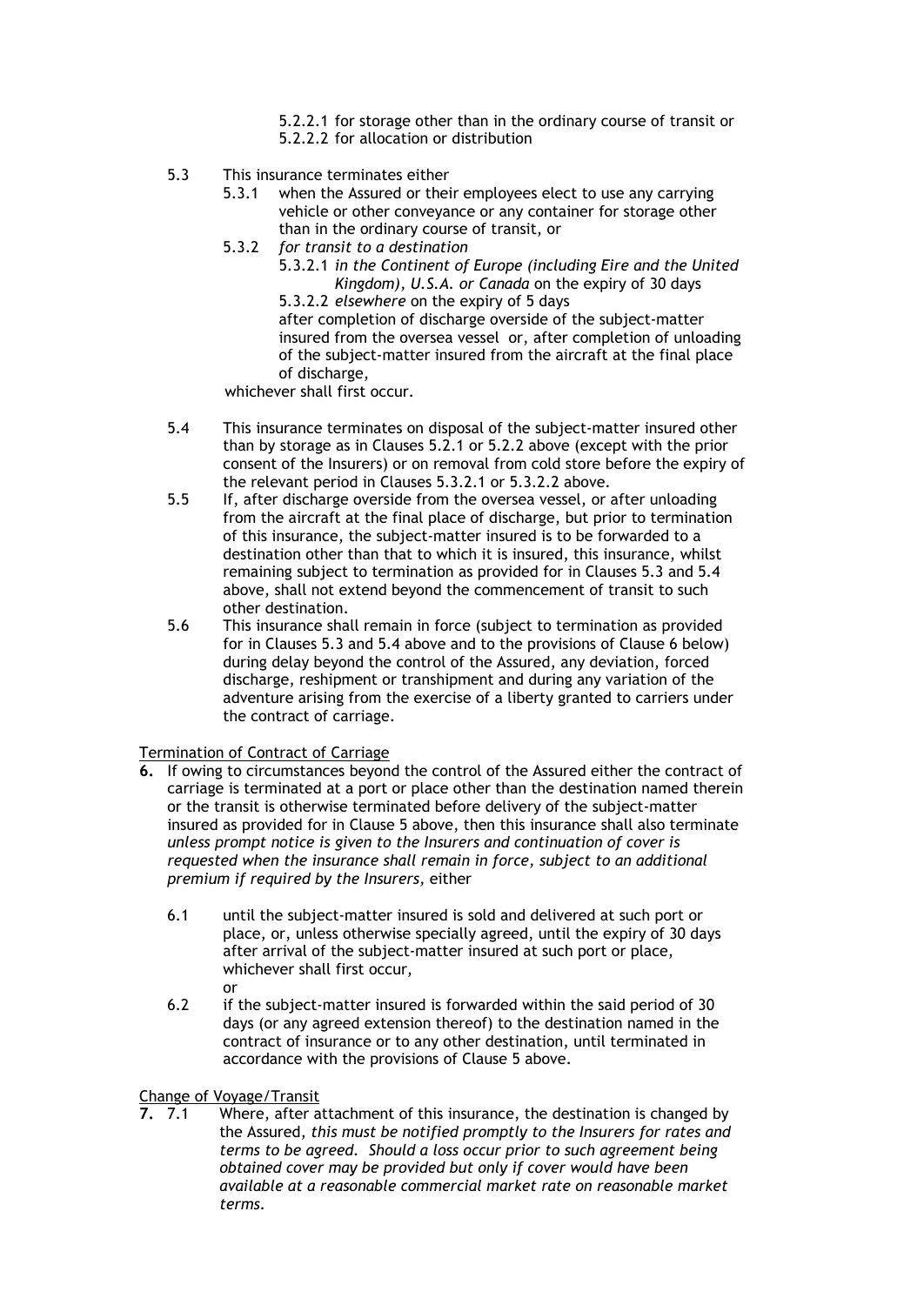5.2.2.1 for storage other than in the ordinary course of transit or
5.2.2.2 for allocation or distribution

5.3 This insurance terminates either

5.3.1 when the Assured or their employees elect to use any carrying vehicle or other conveyance or any container for storage other than in the ordinary course of transit, or

5.3.2 *for transit to a destination*

5.3.2.1 *in the Continent of Europe (including Eire and the United Kingdom), U.S.A. or Canada* on the expiry of 30 days

5.3.2.2 *elsewhere* on the expiry of 5 days

after completion of discharge overside of the subject-matter insured from the oversea vessel or, after completion of unloading of the subject-matter insured from the aircraft at the final place of discharge,

whichever shall first occur.

5.4 This insurance terminates on disposal of the subject-matter insured other than by storage as in Clauses 5.2.1 or 5.2.2 above (except with the prior consent of the Insurers) or on removal from cold store before the expiry of the relevant period in Clauses 5.3.2.1 or 5.3.2.2 above.

5.5 If, after discharge overside from the oversea vessel, or after unloading from the aircraft at the final place of discharge, but prior to termination of this insurance, the subject-matter insured is to be forwarded to a destination other than that to which it is insured, this insurance, whilst remaining subject to termination as provided for in Clauses 5.3 and 5.4 above, shall not extend beyond the commencement of transit to such other destination.

5.6 This insurance shall remain in force (subject to termination as provided for in Clauses 5.3 and 5.4 above and to the provisions of Clause 6 below) during delay beyond the control of the Assured, any deviation, forced discharge, reshipment or transhipment and during any variation of the adventure arising from the exercise of a liberty granted to carriers under the contract of carriage.

Termination of Contract of Carriage

**6.** If owing to circumstances beyond the control of the Assured either the contract of carriage is terminated at a port or place other than the destination named therein or the transit is otherwise terminated before delivery of the subject-matter insured as provided for in Clause 5 above, then this insurance shall also terminate *unless prompt notice is given to the Insurers and continuation of cover is requested when the insurance shall remain in force, subject to an additional premium if required by the Insurers,* either

6.1 until the subject-matter insured is sold and delivered at such port or place, or, unless otherwise specially agreed, until the expiry of 30 days after arrival of the subject-matter insured at such port or place, whichever shall first occur,

or

6.2 if the subject-matter insured is forwarded within the said period of 30 days (or any agreed extension thereof) to the destination named in the contract of insurance or to any other destination, until terminated in accordance with the provisions of Clause 5 above.

Change of Voyage/Transit

**7.** 7.1 Where, after attachment of this insurance, the destination is changed by the Assured, *this must be notified promptly to the Insurers for rates and terms to be agreed. Should a loss occur prior to such agreement being obtained cover may be provided but only if cover would have been available at a reasonable commercial market rate on reasonable market terms.*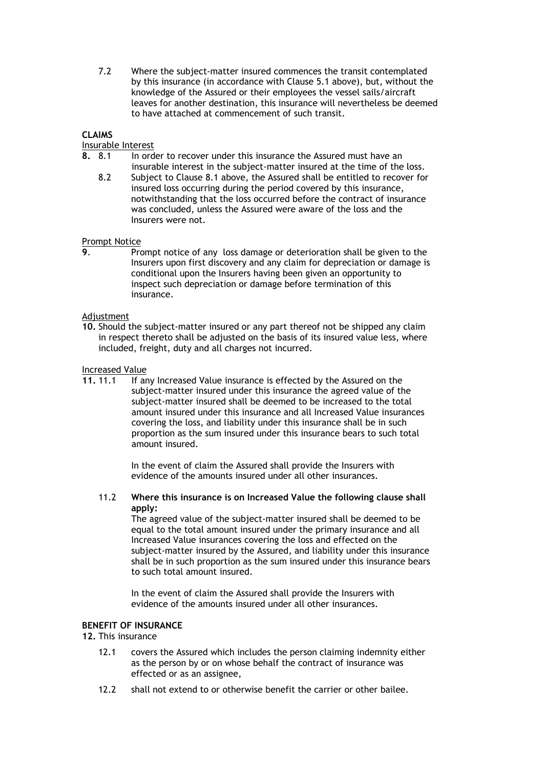7.2 Where the subject-matter insured commences the transit contemplated by this insurance (in accordance with Clause 5.1 above), but, without the knowledge of the Assured or their employees the vessel sails/aircraft leaves for another destination, this insurance will nevertheless be deemed to have attached at commencement of such transit.

**CLAIMS**

<u>Insurable Interest</u>

**8.** 8.1 In order to recover under this insurance the Assured must have an insurable interest in the subject-matter insured at the time of the loss.

8.2 Subject to Clause 8.1 above, the Assured shall be entitled to recover for insured loss occurring during the period covered by this insurance, notwithstanding that the loss occurred before the contract of insurance was concluded, unless the Assured were aware of the loss and the Insurers were not.

<u>Prompt Notice</u>

**9**. Prompt notice of any loss damage or deterioration shall be given to the Insurers upon first discovery and any claim for depreciation or damage is conditional upon the Insurers having been given an opportunity to inspect such depreciation or damage before termination of this insurance.

<u>Adjustment</u>

**10.** Should the subject-matter insured or any part thereof not be shipped any claim in respect thereto shall be adjusted on the basis of its insured value less, where included, freight, duty and all charges not incurred.

<u>Increased Value</u>

**11.** 11.1 If any Increased Value insurance is effected by the Assured on the subject-matter insured under this insurance the agreed value of the subject-matter insured shall be deemed to be increased to the total amount insured under this insurance and all Increased Value insurances covering the loss, and liability under this insurance shall be in such proportion as the sum insured under this insurance bears to such total amount insured.

In the event of claim the Assured shall provide the Insurers with evidence of the amounts insured under all other insurances.

11.2 **Where this insurance is on Increased Value the following clause shall apply:**

The agreed value of the subject-matter insured shall be deemed to be equal to the total amount insured under the primary insurance and all Increased Value insurances covering the loss and effected on the subject-matter insured by the Assured, and liability under this insurance shall be in such proportion as the sum insured under this insurance bears to such total amount insured.

In the event of claim the Assured shall provide the Insurers with evidence of the amounts insured under all other insurances.

**BENEFIT OF INSURANCE**

**12.** This insurance

12.1 covers the Assured which includes the person claiming indemnity either as the person by or on whose behalf the contract of insurance was effected or as an assignee,

12.2 shall not extend to or otherwise benefit the carrier or other bailee.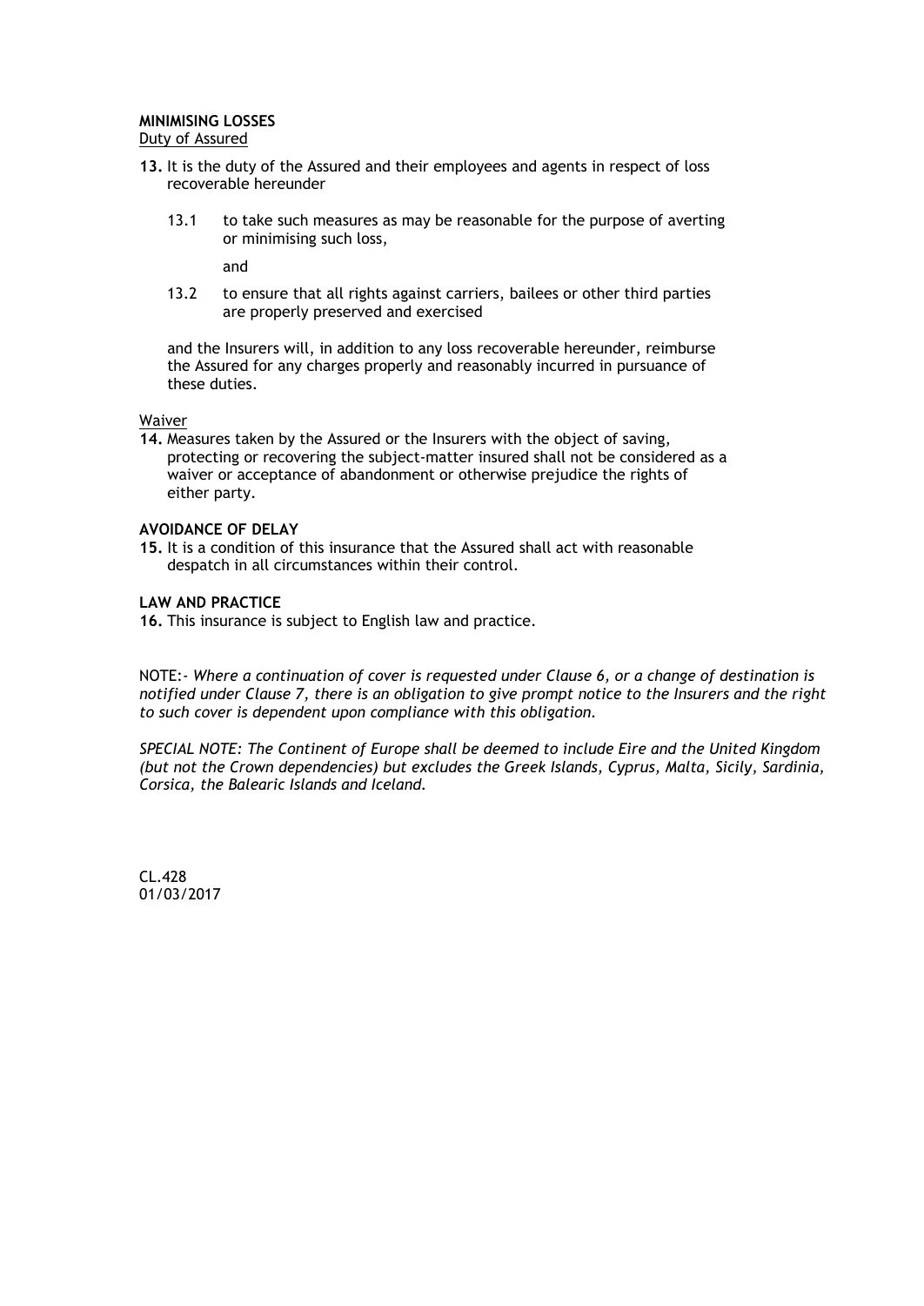**MINIMISING LOSSES**
Duty of Assured

**13.** It is the duty of the Assured and their employees and agents in respect of loss recoverable hereunder

13.1 to take such measures as may be reasonable for the purpose of averting or minimising such loss,

and

13.2 to ensure that all rights against carriers, bailees or other third parties are properly preserved and exercised

and the Insurers will, in addition to any loss recoverable hereunder, reimburse the Assured for any charges properly and reasonably incurred in pursuance of these duties.

Waiver

**14.** Measures taken by the Assured or the Insurers with the object of saving, protecting or recovering the subject-matter insured shall not be considered as a waiver or acceptance of abandonment or otherwise prejudice the rights of either party.

**AVOIDANCE OF DELAY**

**15.** It is a condition of this insurance that the Assured shall act with reasonable despatch in all circumstances within their control.

**LAW AND PRACTICE**

**16.** This insurance is subject to English law and practice.

NOTE:- *Where a continuation of cover is requested under Clause 6, or a change of destination is notified under Clause 7, there is an obligation to give prompt notice to the Insurers and the right to such cover is dependent upon compliance with this obligation.*

*SPECIAL NOTE: The Continent of Europe shall be deemed to include Eire and the United Kingdom (but not the Crown dependencies) but excludes the Greek Islands, Cyprus, Malta, Sicily, Sardinia, Corsica, the Balearic Islands and Iceland.*

CL.428
01/03/2017